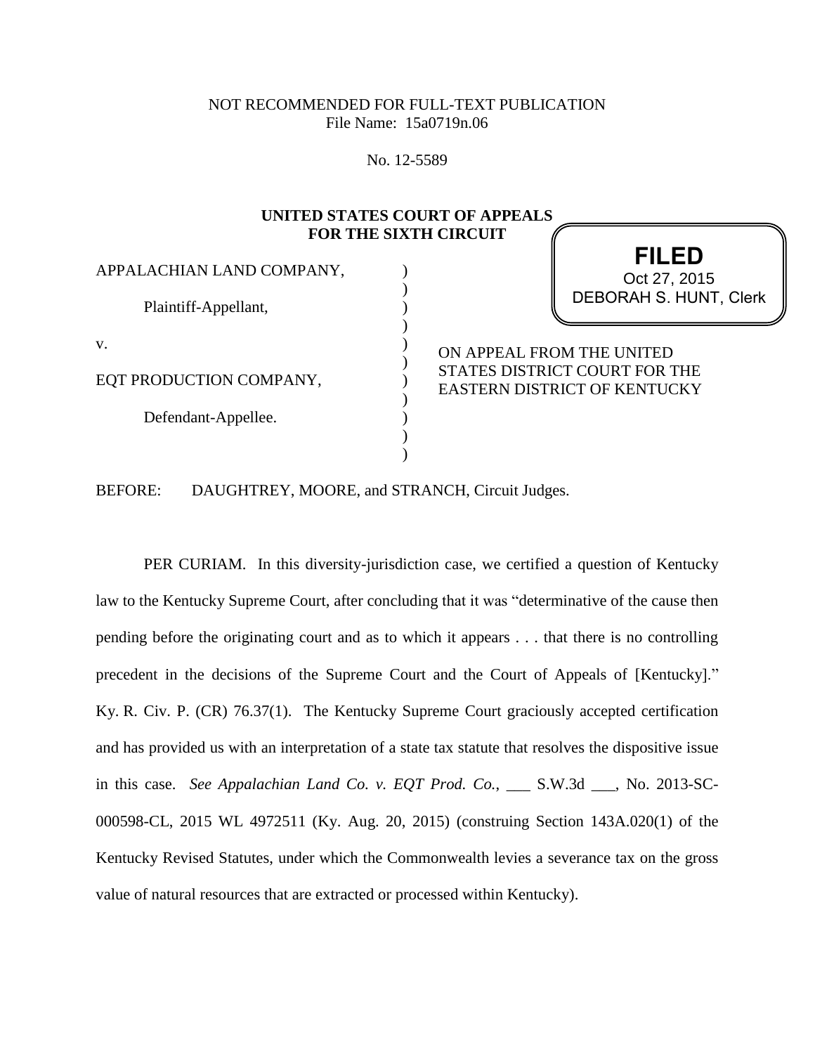NOT RECOMMENDED FOR FULL-TEXT PUBLICATION
File Name: 15a0719n.06

No. 12-5589

**UNITED STATES COURT OF APPEALS
FOR THE SIXTH CIRCUIT**

**FILED**
Oct 27, 2015
DEBORAH S. HUNT, Clerk

APPALACHIAN LAND COMPANY,

Plaintiff-Appellant,

v.

EQT PRODUCTION COMPANY,

Defendant-Appellee.

ON APPEAL FROM THE UNITED STATES DISTRICT COURT FOR THE EASTERN DISTRICT OF KENTUCKY

BEFORE: DAUGHTREY, MOORE, and STRANCH, Circuit Judges.

PER CURIAM. In this diversity-jurisdiction case, we certified a question of Kentucky law to the Kentucky Supreme Court, after concluding that it was "determinative of the cause then pending before the originating court and as to which it appears . . . that there is no controlling precedent in the decisions of the Supreme Court and the Court of Appeals of [Kentucky]." Ky. R. Civ. P. (CR) 76.37(1). The Kentucky Supreme Court graciously accepted certification and has provided us with an interpretation of a state tax statute that resolves the dispositive issue in this case. *See Appalachian Land Co. v. EQT Prod. Co.*, ___ S.W.3d ___, No. 2013-SC-000598-CL, 2015 WL 4972511 (Ky. Aug. 20, 2015) (construing Section 143A.020(1) of the Kentucky Revised Statutes, under which the Commonwealth levies a severance tax on the gross value of natural resources that are extracted or processed within Kentucky).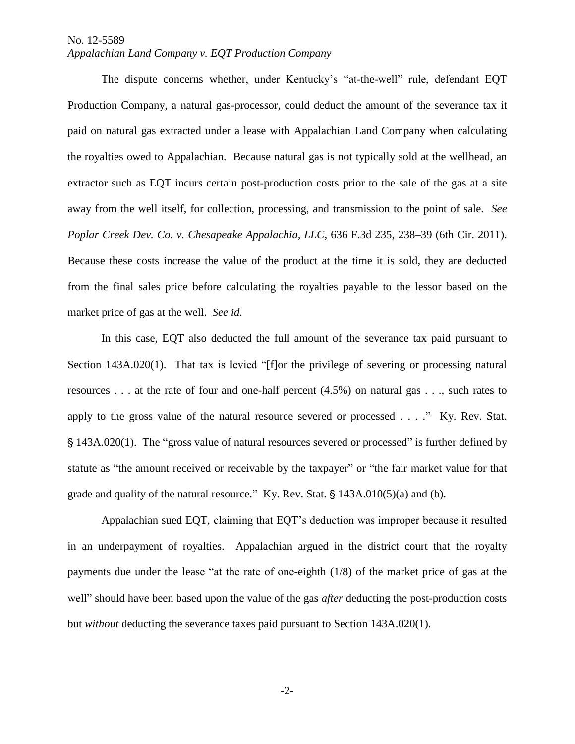The dispute concerns whether, under Kentucky's "at-the-well" rule, defendant EQT Production Company, a natural gas-processor, could deduct the amount of the severance tax it paid on natural gas extracted under a lease with Appalachian Land Company when calculating the royalties owed to Appalachian. Because natural gas is not typically sold at the wellhead, an extractor such as EQT incurs certain post-production costs prior to the sale of the gas at a site away from the well itself, for collection, processing, and transmission to the point of sale. *See Poplar Creek Dev. Co. v. Chesapeake Appalachia, LLC*, 636 F.3d 235, 238–39 (6th Cir. 2011). Because these costs increase the value of the product at the time it is sold, they are deducted from the final sales price before calculating the royalties payable to the lessor based on the market price of gas at the well. *See id.*

In this case, EQT also deducted the full amount of the severance tax paid pursuant to Section 143A.020(1). That tax is levied "[f]or the privilege of severing or processing natural resources . . . at the rate of four and one-half percent (4.5%) on natural gas . . ., such rates to apply to the gross value of the natural resource severed or processed . . . ." Ky. Rev. Stat. § 143A.020(1). The "gross value of natural resources severed or processed" is further defined by statute as "the amount received or receivable by the taxpayer" or "the fair market value for that grade and quality of the natural resource." Ky. Rev. Stat. § 143A.010(5)(a) and (b).

Appalachian sued EQT, claiming that EQT's deduction was improper because it resulted in an underpayment of royalties. Appalachian argued in the district court that the royalty payments due under the lease "at the rate of one-eighth (1/8) of the market price of gas at the well" should have been based upon the value of the gas *after* deducting the post-production costs but *without* deducting the severance taxes paid pursuant to Section 143A.020(1).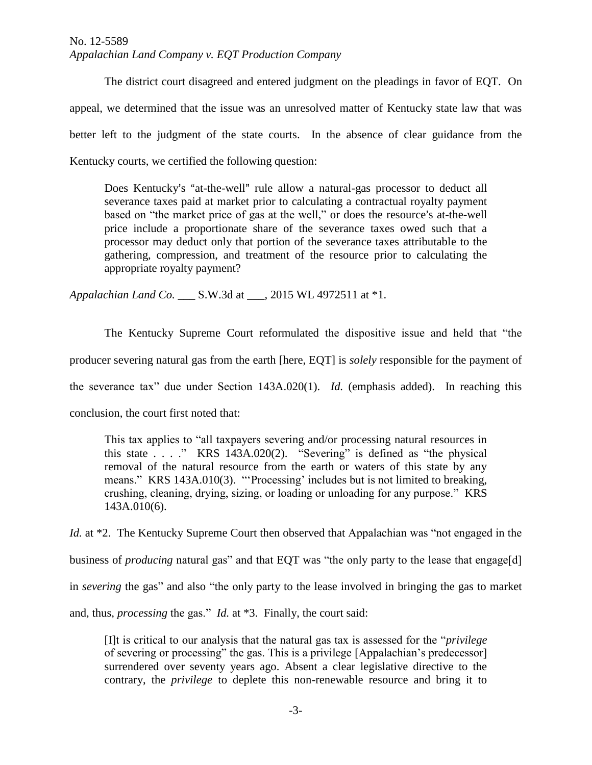The district court disagreed and entered judgment on the pleadings in favor of EQT. On appeal, we determined that the issue was an unresolved matter of Kentucky state law that was better left to the judgment of the state courts. In the absence of clear guidance from the Kentucky courts, we certified the following question:

> Does Kentucky's "at-the-well" rule allow a natural-gas processor to deduct all severance taxes paid at market prior to calculating a contractual royalty payment based on "the market price of gas at the well," or does the resource's at-the-well price include a proportionate share of the severance taxes owed such that a processor may deduct only that portion of the severance taxes attributable to the gathering, compression, and treatment of the resource prior to calculating the appropriate royalty payment?

*Appalachian Land Co.* ___ S.W.3d at ___, 2015 WL 4972511 at *1.

The Kentucky Supreme Court reformulated the dispositive issue and held that "the producer severing natural gas from the earth [here, EQT] is *solely* responsible for the payment of the severance tax" due under Section 143A.020(1). *Id.* (emphasis added). In reaching this conclusion, the court first noted that:

> This tax applies to "all taxpayers severing and/or processing natural resources in this state . . . ." KRS 143A.020(2). "Severing" is defined as "the physical removal of the natural resource from the earth or waters of this state by any means." KRS 143A.010(3). "'Processing' includes but is not limited to breaking, crushing, cleaning, drying, sizing, or loading or unloading for any purpose." KRS 143A.010(6).

*Id.* at *2. The Kentucky Supreme Court then observed that Appalachian was "not engaged in the business of *producing* natural gas" and that EQT was "the only party to the lease that engage[d] in *severing* the gas" and also "the only party to the lease involved in bringing the gas to market and, thus, *processing* the gas." *Id.* at *3. Finally, the court said:

> [I]t is critical to our analysis that the natural gas tax is assessed for the "*privilege* of severing or processing" the gas. This is a privilege [Appalachian's predecessor] surrendered over seventy years ago. Absent a clear legislative directive to the contrary, the *privilege* to deplete this non-renewable resource and bring it to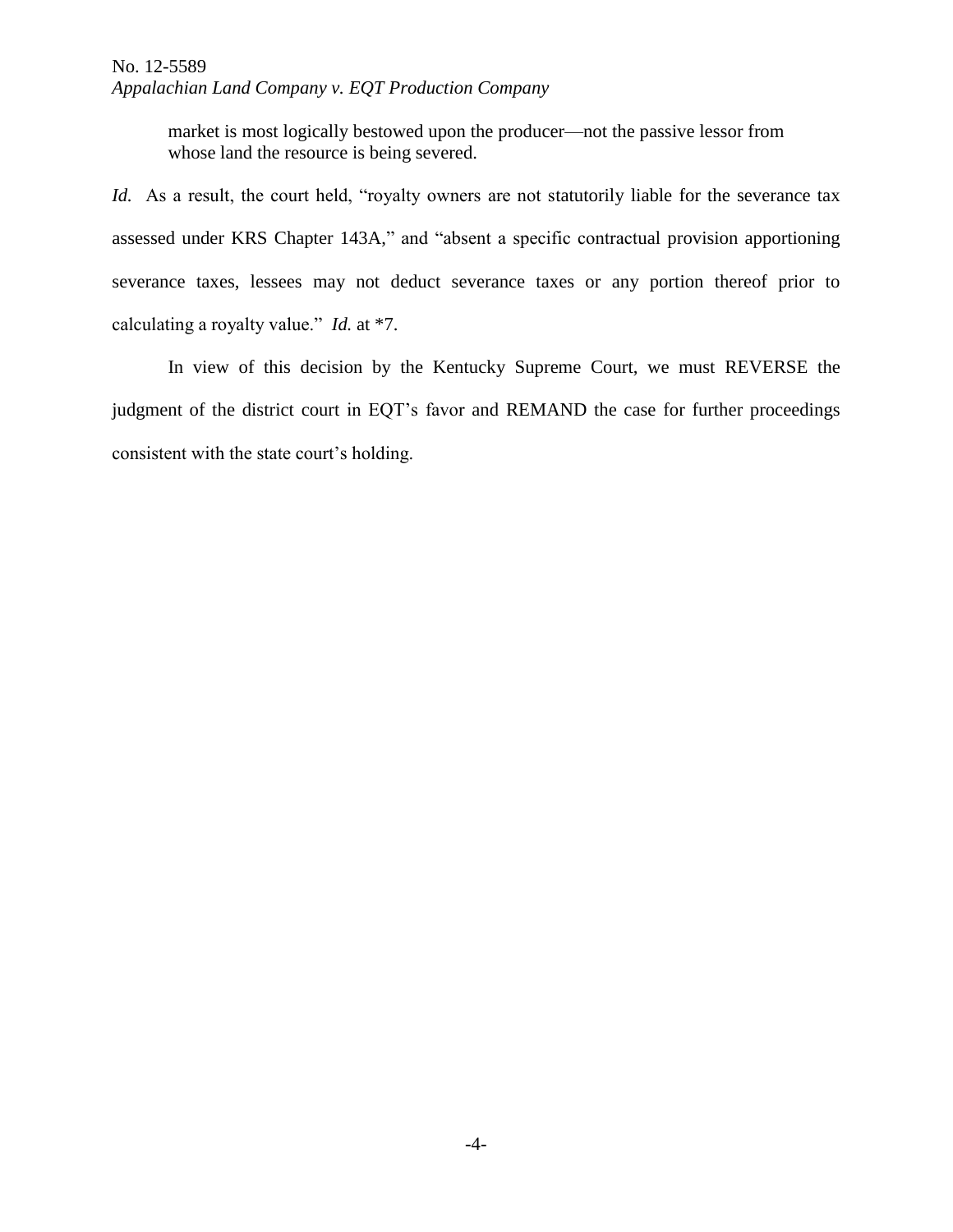> market is most logically bestowed upon the producer—not the passive lessor from whose land the resource is being severed.

*Id.* As a result, the court held, "royalty owners are not statutorily liable for the severance tax assessed under KRS Chapter 143A," and "absent a specific contractual provision apportioning severance taxes, lessees may not deduct severance taxes or any portion thereof prior to calculating a royalty value." *Id.* at *7.

In view of this decision by the Kentucky Supreme Court, we must REVERSE the judgment of the district court in EQT's favor and REMAND the case for further proceedings consistent with the state court's holding.